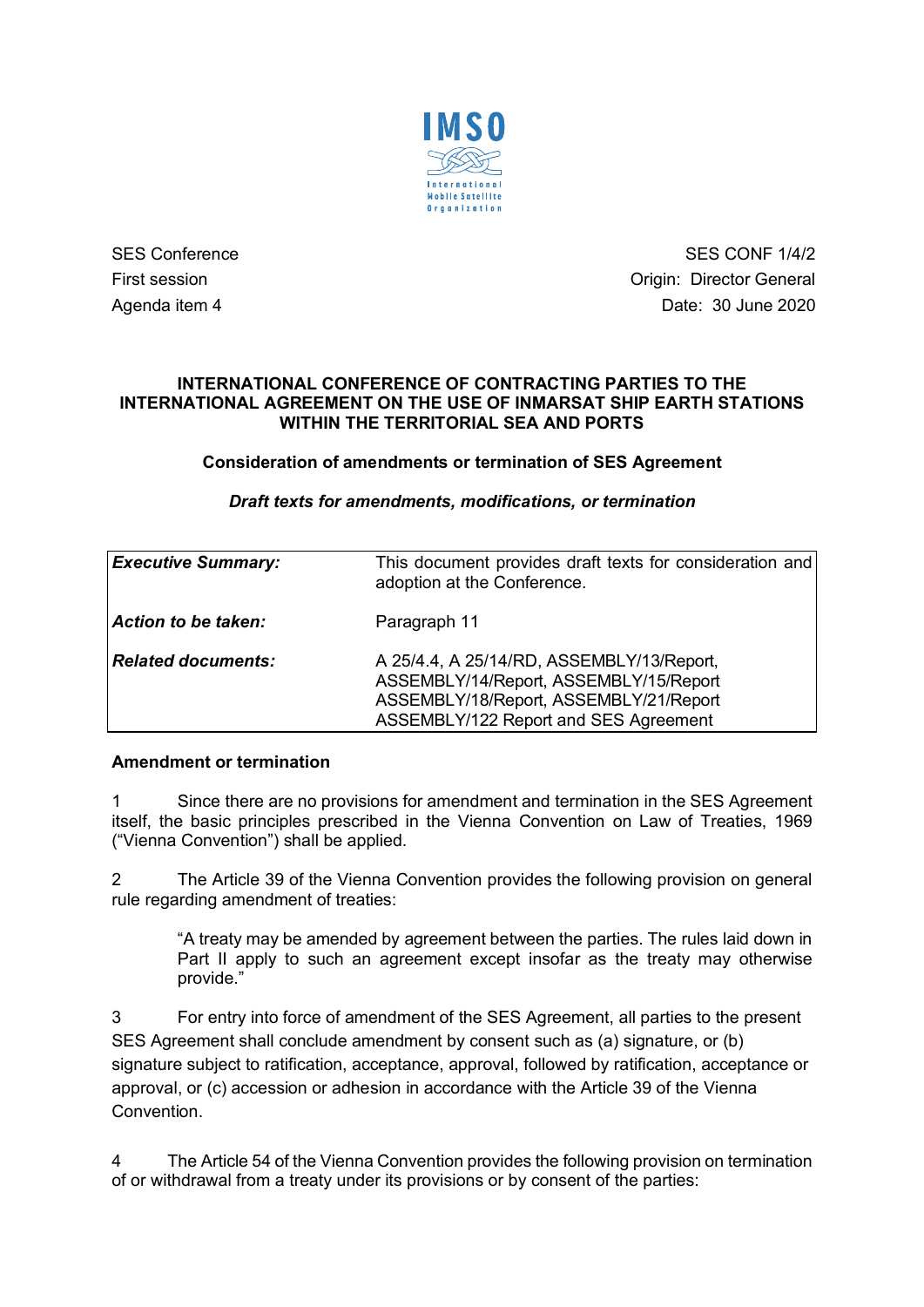IMSO
International Mobile Satellite Organization

| | |
|---|---|
| SES Conference | SES CONF 1/4/2 |
| First session | Origin: Director General |
| Agenda item 4 | Date: 30 June 2020 |

**INTERNATIONAL CONFERENCE OF CONTRACTING PARTIES TO THE INTERNATIONAL AGREEMENT ON THE USE OF INMARSAT SHIP EARTH STATIONS WITHIN THE TERRITORIAL SEA AND PORTS**

**Consideration of amendments or termination of SES Agreement**

***Draft texts for amendments, modifications, or termination***

| | |
|---|---|
| ***Executive Summary:*** | This document provides draft texts for consideration and adoption at the Conference. |
| ***Action to be taken:*** | Paragraph 11 |
| ***Related documents:*** | A 25/4.4, A 25/14/RD, ASSEMBLY/13/Report, ASSEMBLY/14/Report, ASSEMBLY/15/Report ASSEMBLY/18/Report, ASSEMBLY/21/Report ASSEMBLY/122 Report and SES Agreement |

**Amendment or termination**

1 Since there are no provisions for amendment and termination in the SES Agreement itself, the basic principles prescribed in the Vienna Convention on Law of Treaties, 1969 ("Vienna Convention") shall be applied.

2 The Article 39 of the Vienna Convention provides the following provision on general rule regarding amendment of treaties:

> "A treaty may be amended by agreement between the parties. The rules laid down in Part II apply to such an agreement except insofar as the treaty may otherwise provide."

3 For entry into force of amendment of the SES Agreement, all parties to the present SES Agreement shall conclude amendment by consent such as (a) signature, or (b) signature subject to ratification, acceptance, approval, followed by ratification, acceptance or approval, or (c) accession or adhesion in accordance with the Article 39 of the Vienna Convention.

4 The Article 54 of the Vienna Convention provides the following provision on termination of or withdrawal from a treaty under its provisions or by consent of the parties: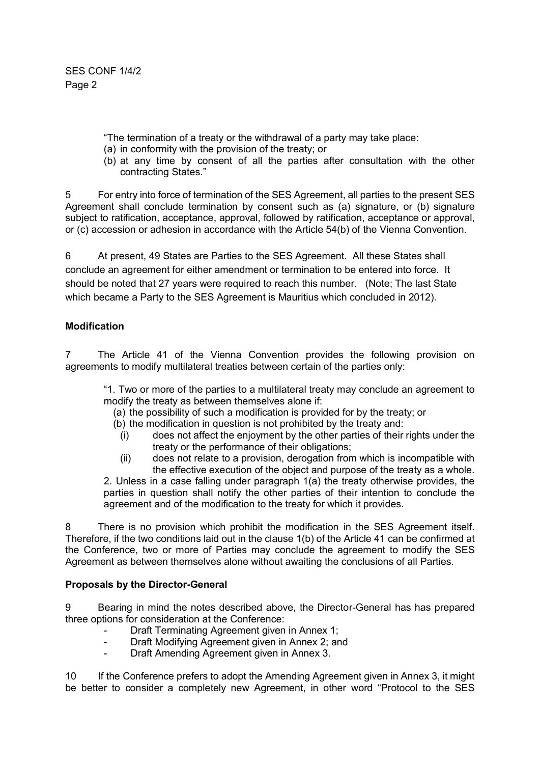"The termination of a treaty or the withdrawal of a party may take place:
(a) in conformity with the provision of the treaty; or
(b) at any time by consent of all the parties after consultation with the other contracting States."

5 For entry into force of termination of the SES Agreement, all parties to the present SES Agreement shall conclude termination by consent such as (a) signature, or (b) signature subject to ratification, acceptance, approval, followed by ratification, acceptance or approval, or (c) accession or adhesion in accordance with the Article 54(b) of the Vienna Convention.

6 At present, 49 States are Parties to the SES Agreement. All these States shall conclude an agreement for either amendment or termination to be entered into force. It should be noted that 27 years were required to reach this number. (Note; The last State which became a Party to the SES Agreement is Mauritius which concluded in 2012).

**Modification**

7 The Article 41 of the Vienna Convention provides the following provision on agreements to modify multilateral treaties between certain of the parties only:

> "1. Two or more of the parties to a multilateral treaty may conclude an agreement to modify the treaty as between themselves alone if:
> (a) the possibility of such a modification is provided for by the treaty; or
> (b) the modification in question is not prohibited by the treaty and:
> (i) does not affect the enjoyment by the other parties of their rights under the treaty or the performance of their obligations;
> (ii) does not relate to a provision, derogation from which is incompatible with the effective execution of the object and purpose of the treaty as a whole.
> 2. Unless in a case falling under paragraph 1(a) the treaty otherwise provides, the parties in question shall notify the other parties of their intention to conclude the agreement and of the modification to the treaty for which it provides.

8 There is no provision which prohibit the modification in the SES Agreement itself. Therefore, if the two conditions laid out in the clause 1(b) of the Article 41 can be confirmed at the Conference, two or more of Parties may conclude the agreement to modify the SES Agreement as between themselves alone without awaiting the conclusions of all Parties.

**Proposals by the Director-General**

9 Bearing in mind the notes described above, the Director-General has has prepared three options for consideration at the Conference:

- Draft Terminating Agreement given in Annex 1;
- Draft Modifying Agreement given in Annex 2; and
- Draft Amending Agreement given in Annex 3.

10 If the Conference prefers to adopt the Amending Agreement given in Annex 3, it might be better to consider a completely new Agreement, in other word "Protocol to the SES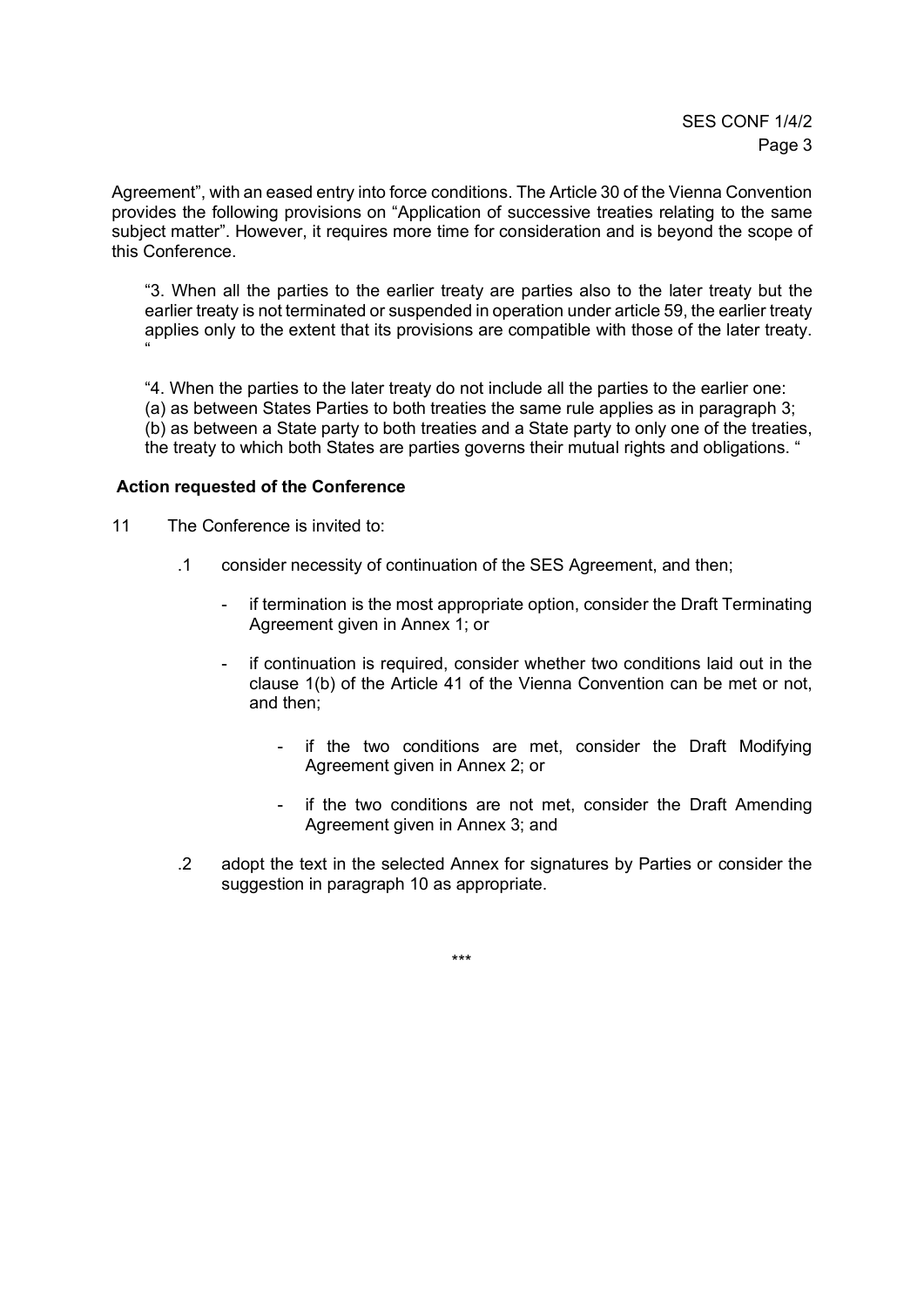Agreement", with an eased entry into force conditions. The Article 30 of the Vienna Convention provides the following provisions on "Application of successive treaties relating to the same subject matter". However, it requires more time for consideration and is beyond the scope of this Conference.

> "3. When all the parties to the earlier treaty are parties also to the later treaty but the earlier treaty is not terminated or suspended in operation under article 59, the earlier treaty applies only to the extent that its provisions are compatible with those of the later treaty. "
>
> "4. When the parties to the later treaty do not include all the parties to the earlier one:
> (a) as between States Parties to both treaties the same rule applies as in paragraph 3;
> (b) as between a State party to both treaties and a State party to only one of the treaties, the treaty to which both States are parties governs their mutual rights and obligations. "

**Action requested of the Conference**

11 The Conference is invited to:

.1 consider necessity of continuation of the SES Agreement, and then;

- if termination is the most appropriate option, consider the Draft Terminating Agreement given in Annex 1; or
- if continuation is required, consider whether two conditions laid out in the clause 1(b) of the Article 41 of the Vienna Convention can be met or not, and then;
  - if the two conditions are met, consider the Draft Modifying Agreement given in Annex 2; or
  - if the two conditions are not met, consider the Draft Amending Agreement given in Annex 3; and

.2 adopt the text in the selected Annex for signatures by Parties or consider the suggestion in paragraph 10 as appropriate.

\*\*\*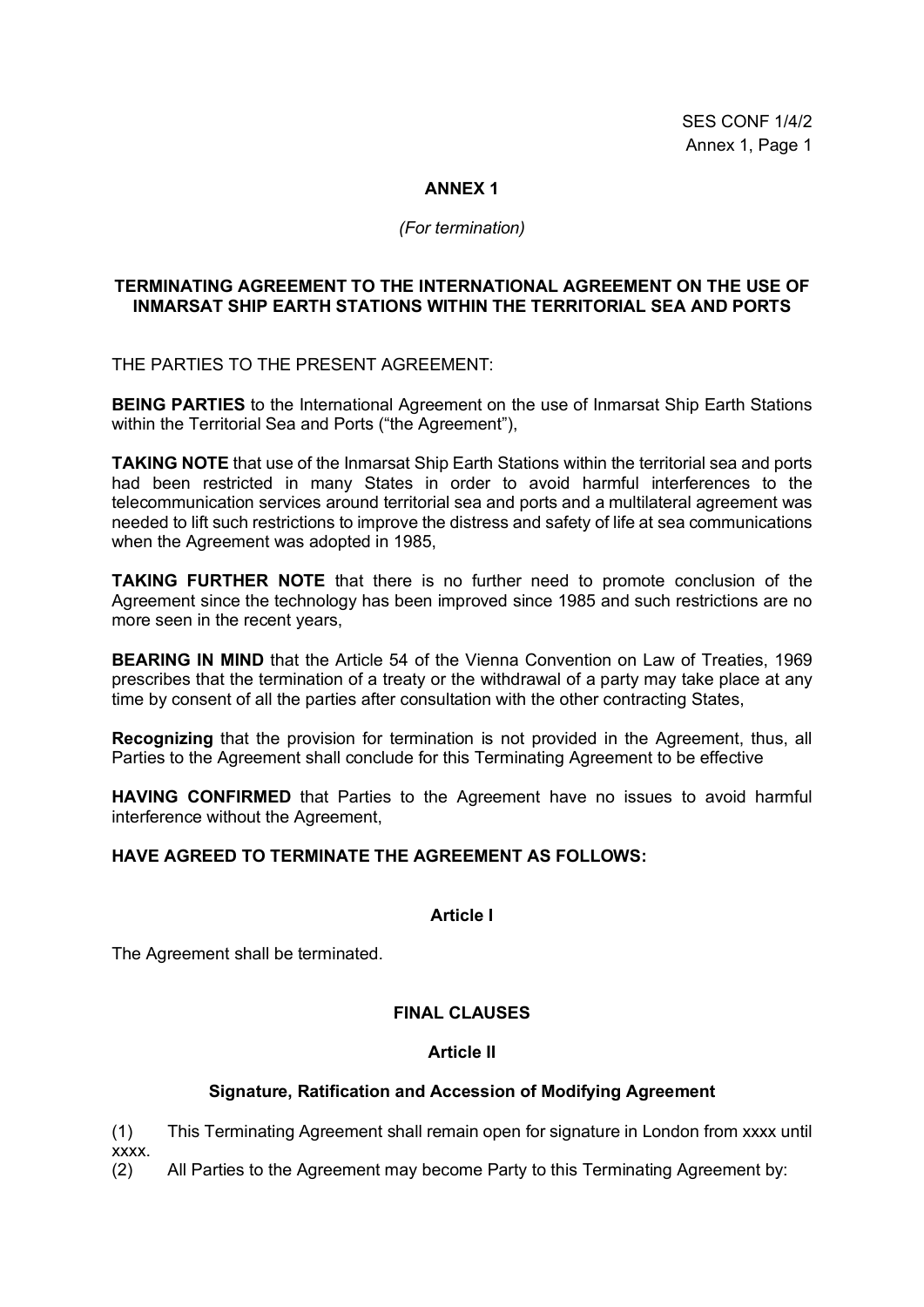## ANNEX 1

*(For termination)*

### TERMINATING AGREEMENT TO THE INTERNATIONAL AGREEMENT ON THE USE OF INMARSAT SHIP EARTH STATIONS WITHIN THE TERRITORIAL SEA AND PORTS

THE PARTIES TO THE PRESENT AGREEMENT:

**BEING PARTIES** to the International Agreement on the use of Inmarsat Ship Earth Stations within the Territorial Sea and Ports ("the Agreement"),

**TAKING NOTE** that use of the Inmarsat Ship Earth Stations within the territorial sea and ports had been restricted in many States in order to avoid harmful interferences to the telecommunication services around territorial sea and ports and a multilateral agreement was needed to lift such restrictions to improve the distress and safety of life at sea communications when the Agreement was adopted in 1985,

**TAKING FURTHER NOTE** that there is no further need to promote conclusion of the Agreement since the technology has been improved since 1985 and such restrictions are no more seen in the recent years,

**BEARING IN MIND** that the Article 54 of the Vienna Convention on Law of Treaties, 1969 prescribes that the termination of a treaty or the withdrawal of a party may take place at any time by consent of all the parties after consultation with the other contracting States,

**Recognizing** that the provision for termination is not provided in the Agreement, thus, all Parties to the Agreement shall conclude for this Terminating Agreement to be effective

**HAVING CONFIRMED** that Parties to the Agreement have no issues to avoid harmful interference without the Agreement,

**HAVE AGREED TO TERMINATE THE AGREEMENT AS FOLLOWS:**

#### Article I

The Agreement shall be terminated.

### FINAL CLAUSES

#### Article II

#### Signature, Ratification and Accession of Modifying Agreement

(1) This Terminating Agreement shall remain open for signature in London from xxxx until xxxx.

(2) All Parties to the Agreement may become Party to this Terminating Agreement by: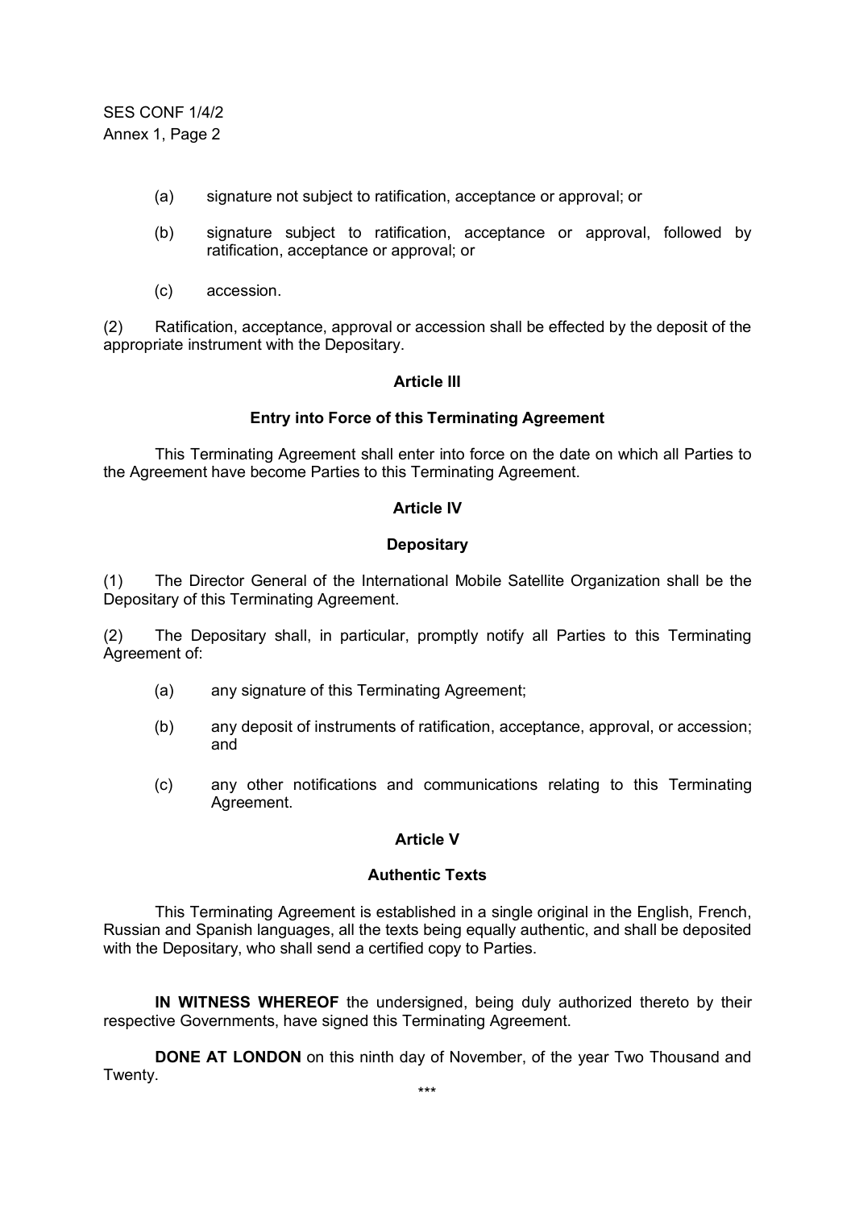(a) signature not subject to ratification, acceptance or approval; or

(b) signature subject to ratification, acceptance or approval, followed by ratification, acceptance or approval; or

(c) accession.

(2) Ratification, acceptance, approval or accession shall be effected by the deposit of the appropriate instrument with the Depositary.

**Article III**

**Entry into Force of this Terminating Agreement**

This Terminating Agreement shall enter into force on the date on which all Parties to the Agreement have become Parties to this Terminating Agreement.

**Article IV**

**Depositary**

(1) The Director General of the International Mobile Satellite Organization shall be the Depositary of this Terminating Agreement.

(2) The Depositary shall, in particular, promptly notify all Parties to this Terminating Agreement of:

(a) any signature of this Terminating Agreement;

(b) any deposit of instruments of ratification, acceptance, approval, or accession; and

(c) any other notifications and communications relating to this Terminating Agreement.

**Article V**

**Authentic Texts**

This Terminating Agreement is established in a single original in the English, French, Russian and Spanish languages, all the texts being equally authentic, and shall be deposited with the Depositary, who shall send a certified copy to Parties.

**IN WITNESS WHEREOF** the undersigned, being duly authorized thereto by their respective Governments, have signed this Terminating Agreement.

**DONE AT LONDON** on this ninth day of November, of the year Two Thousand and Twenty.

\*\*\*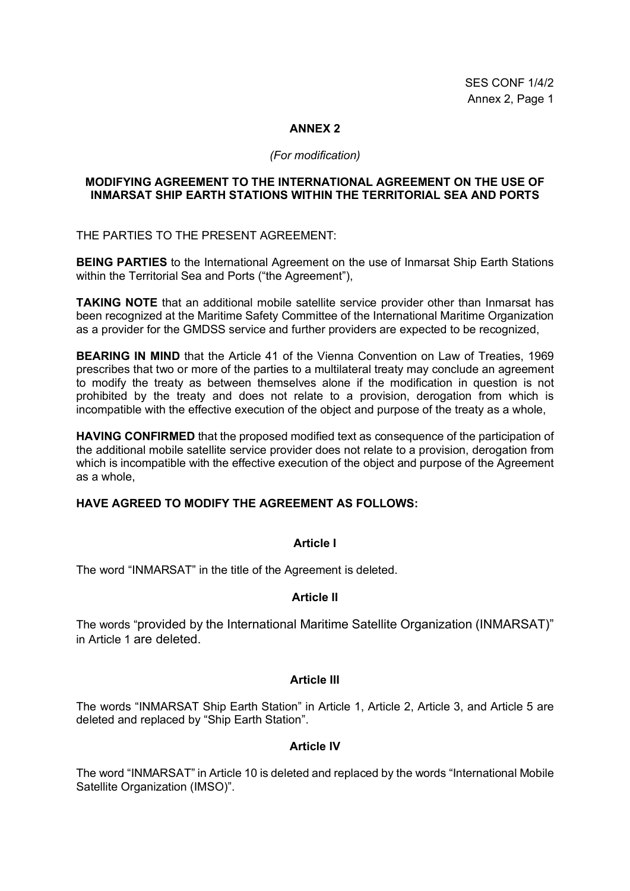# ANNEX 2

*(For modification)*

## MODIFYING AGREEMENT TO THE INTERNATIONAL AGREEMENT ON THE USE OF INMARSAT SHIP EARTH STATIONS WITHIN THE TERRITORIAL SEA AND PORTS

THE PARTIES TO THE PRESENT AGREEMENT:

**BEING PARTIES** to the International Agreement on the use of Inmarsat Ship Earth Stations within the Territorial Sea and Ports ("the Agreement"),

**TAKING NOTE** that an additional mobile satellite service provider other than Inmarsat has been recognized at the Maritime Safety Committee of the International Maritime Organization as a provider for the GMDSS service and further providers are expected to be recognized,

**BEARING IN MIND** that the Article 41 of the Vienna Convention on Law of Treaties, 1969 prescribes that two or more of the parties to a multilateral treaty may conclude an agreement to modify the treaty as between themselves alone if the modification in question is not prohibited by the treaty and does not relate to a provision, derogation from which is incompatible with the effective execution of the object and purpose of the treaty as a whole,

**HAVING CONFIRMED** that the proposed modified text as consequence of the participation of the additional mobile satellite service provider does not relate to a provision, derogation from which is incompatible with the effective execution of the object and purpose of the Agreement as a whole,

**HAVE AGREED TO MODIFY THE AGREEMENT AS FOLLOWS:**

### Article I

The word "INMARSAT" in the title of the Agreement is deleted.

### Article II

The words "provided by the International Maritime Satellite Organization (INMARSAT)" in Article 1 are deleted.

### Article III

The words "INMARSAT Ship Earth Station" in Article 1, Article 2, Article 3, and Article 5 are deleted and replaced by "Ship Earth Station".

### Article IV

The word "INMARSAT" in Article 10 is deleted and replaced by the words "International Mobile Satellite Organization (IMSO)".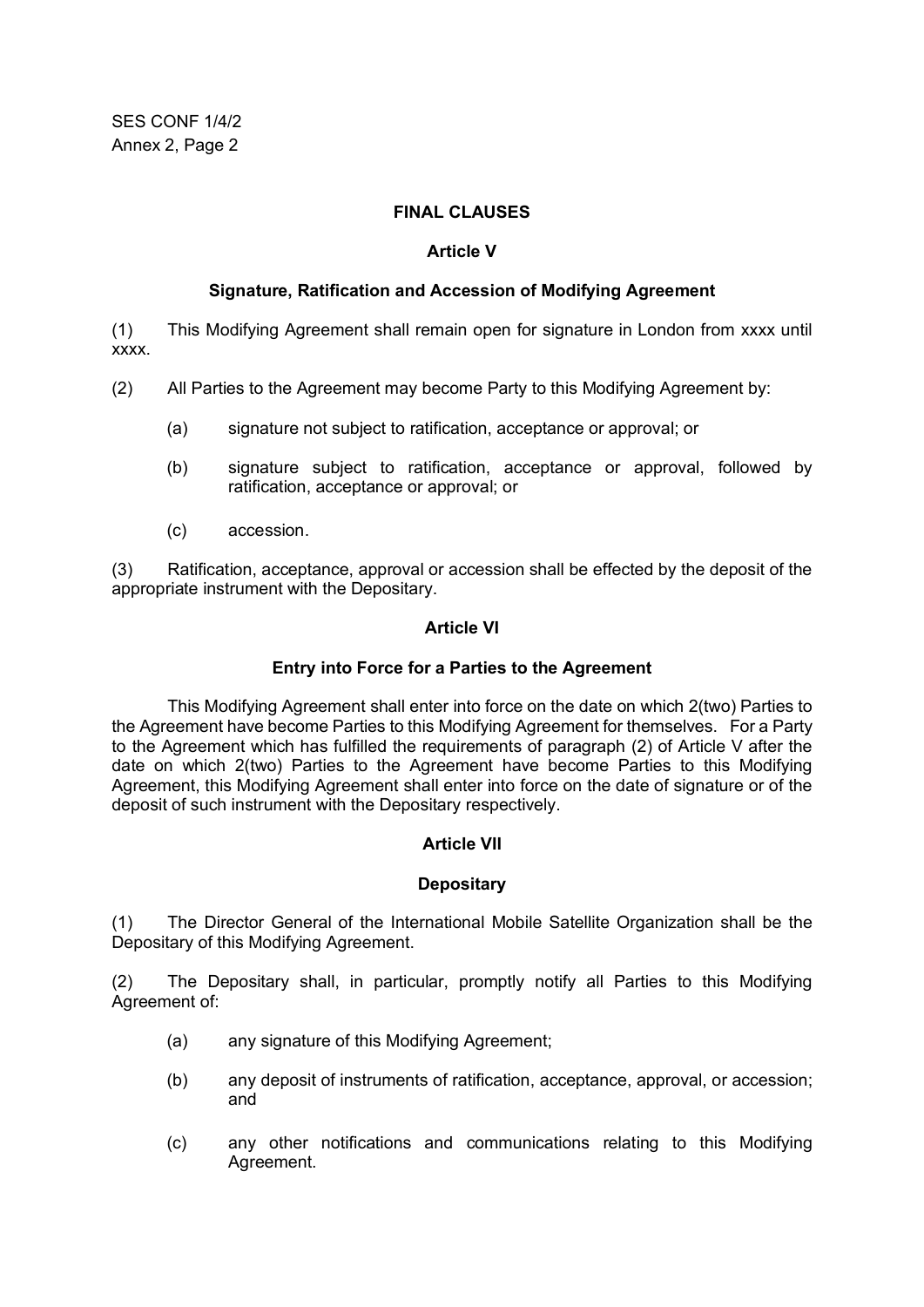## FINAL CLAUSES

### Article V

### Signature, Ratification and Accession of Modifying Agreement

(1) This Modifying Agreement shall remain open for signature in London from xxxx until xxxx.

(2) All Parties to the Agreement may become Party to this Modifying Agreement by:

- (a) signature not subject to ratification, acceptance or approval; or
- (b) signature subject to ratification, acceptance or approval, followed by ratification, acceptance or approval; or
- (c) accession.

(3) Ratification, acceptance, approval or accession shall be effected by the deposit of the appropriate instrument with the Depositary.

### Article VI

### Entry into Force for a Parties to the Agreement

This Modifying Agreement shall enter into force on the date on which 2(two) Parties to the Agreement have become Parties to this Modifying Agreement for themselves. For a Party to the Agreement which has fulfilled the requirements of paragraph (2) of Article V after the date on which 2(two) Parties to the Agreement have become Parties to this Modifying Agreement, this Modifying Agreement shall enter into force on the date of signature or of the deposit of such instrument with the Depositary respectively.

### Article VII

### Depositary

(1) The Director General of the International Mobile Satellite Organization shall be the Depositary of this Modifying Agreement.

(2) The Depositary shall, in particular, promptly notify all Parties to this Modifying Agreement of:

- (a) any signature of this Modifying Agreement;
- (b) any deposit of instruments of ratification, acceptance, approval, or accession; and
- (c) any other notifications and communications relating to this Modifying Agreement.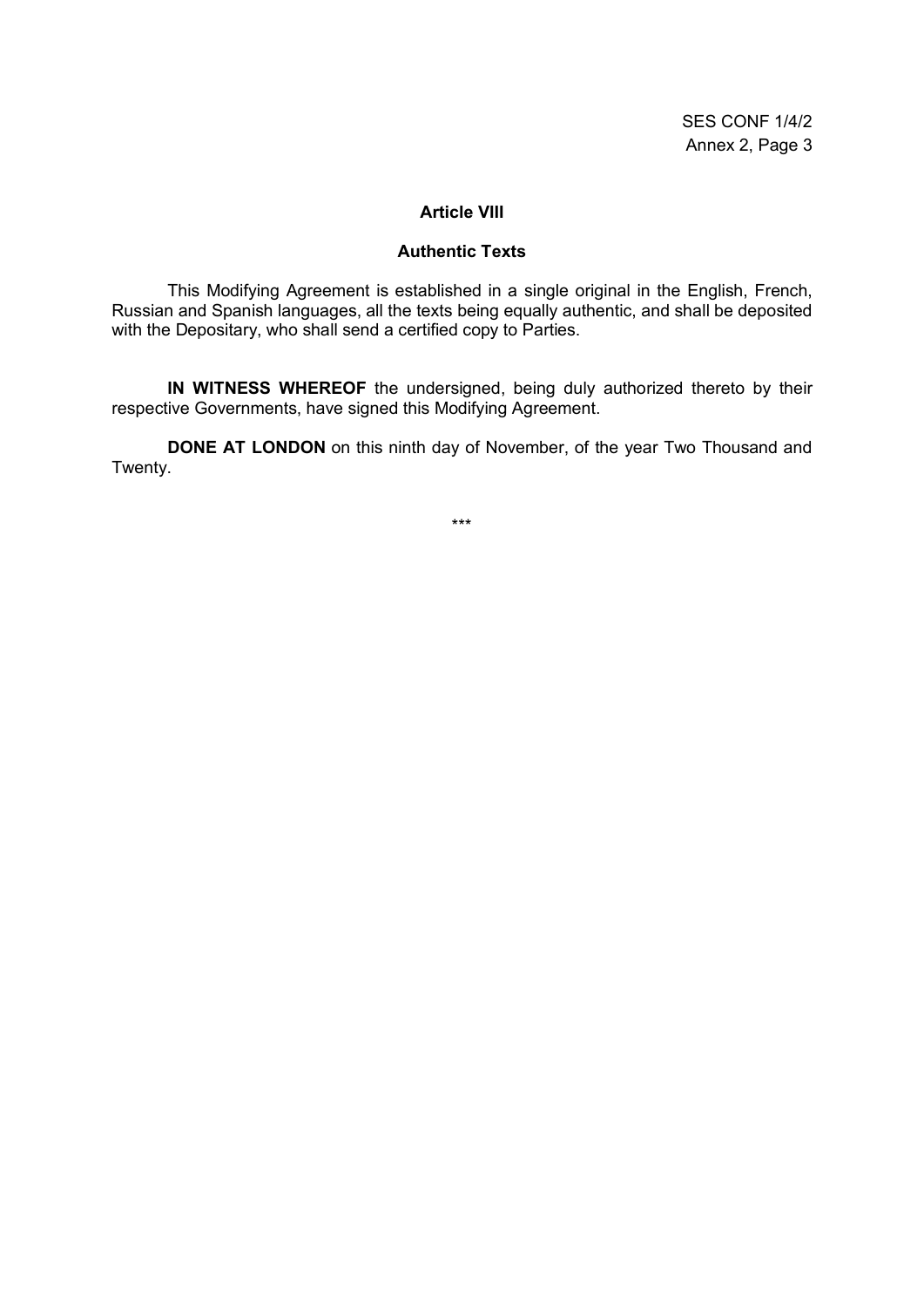### Article VIII

### Authentic Texts

This Modifying Agreement is established in a single original in the English, French, Russian and Spanish languages, all the texts being equally authentic, and shall be deposited with the Depositary, who shall send a certified copy to Parties.

**IN WITNESS WHEREOF** the undersigned, being duly authorized thereto by their respective Governments, have signed this Modifying Agreement.

**DONE AT LONDON** on this ninth day of November, of the year Two Thousand and Twenty.

***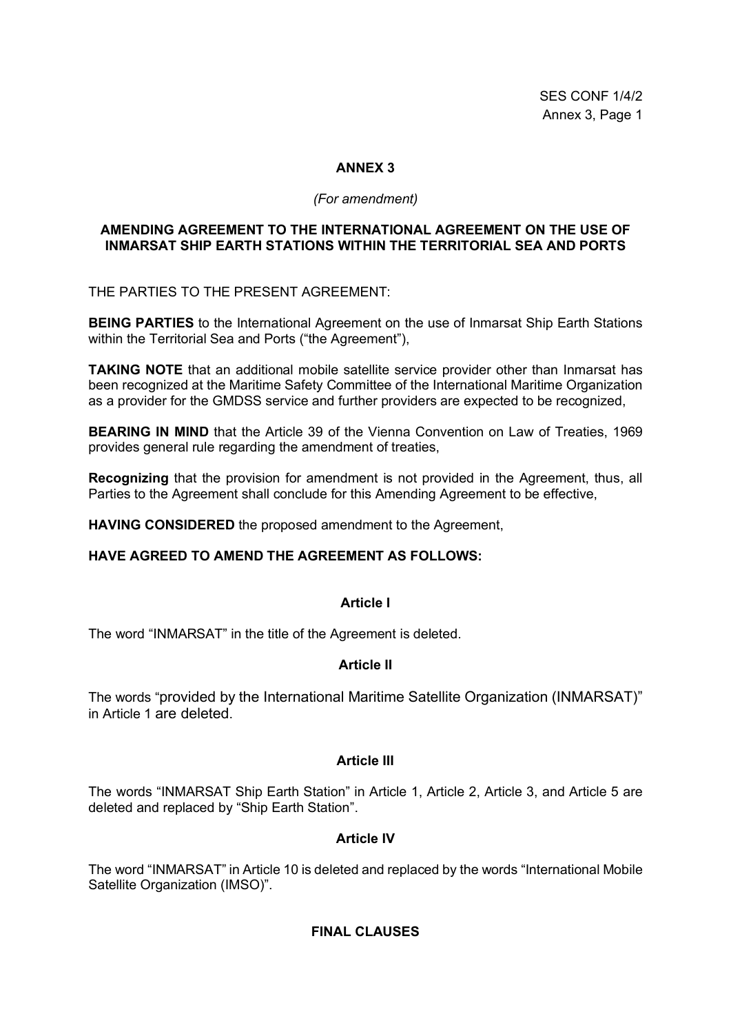## ANNEX 3

*(For amendment)*

### AMENDING AGREEMENT TO THE INTERNATIONAL AGREEMENT ON THE USE OF INMARSAT SHIP EARTH STATIONS WITHIN THE TERRITORIAL SEA AND PORTS

THE PARTIES TO THE PRESENT AGREEMENT:

**BEING PARTIES** to the International Agreement on the use of Inmarsat Ship Earth Stations within the Territorial Sea and Ports ("the Agreement"),

**TAKING NOTE** that an additional mobile satellite service provider other than Inmarsat has been recognized at the Maritime Safety Committee of the International Maritime Organization as a provider for the GMDSS service and further providers are expected to be recognized,

**BEARING IN MIND** that the Article 39 of the Vienna Convention on Law of Treaties, 1969 provides general rule regarding the amendment of treaties,

**Recognizing** that the provision for amendment is not provided in the Agreement, thus, all Parties to the Agreement shall conclude for this Amending Agreement to be effective,

**HAVING CONSIDERED** the proposed amendment to the Agreement,

**HAVE AGREED TO AMEND THE AGREEMENT AS FOLLOWS:**

#### Article I

The word "INMARSAT" in the title of the Agreement is deleted.

#### Article II

The words "provided by the International Maritime Satellite Organization (INMARSAT)" in Article 1 are deleted.

#### Article III

The words "INMARSAT Ship Earth Station" in Article 1, Article 2, Article 3, and Article 5 are deleted and replaced by "Ship Earth Station".

#### Article IV

The word "INMARSAT" in Article 10 is deleted and replaced by the words "International Mobile Satellite Organization (IMSO)".

#### FINAL CLAUSES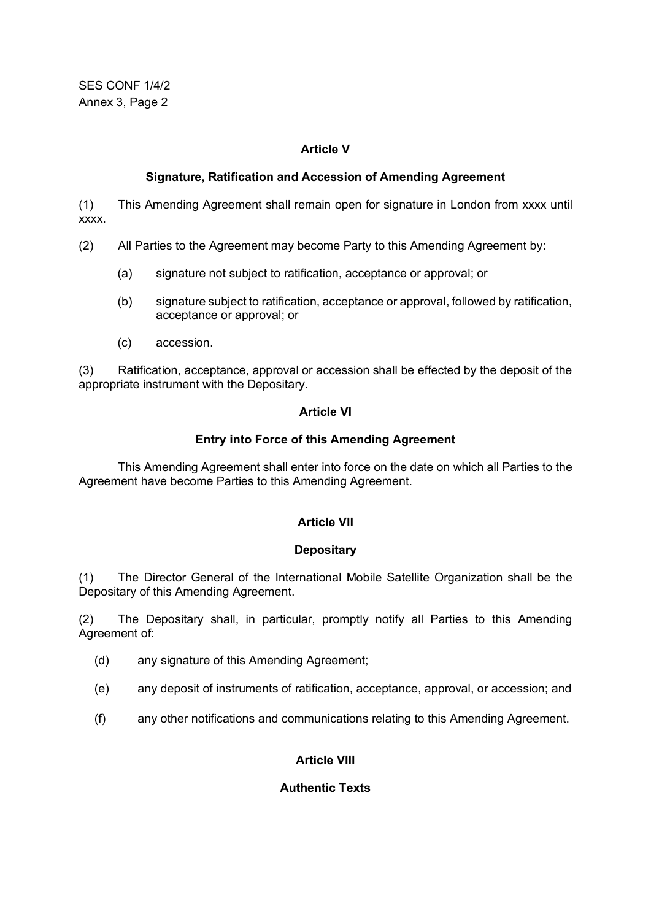### Article V

### Signature, Ratification and Accession of Amending Agreement

(1) This Amending Agreement shall remain open for signature in London from xxxx until xxxx.

(2) All Parties to the Agreement may become Party to this Amending Agreement by:

- (a) signature not subject to ratification, acceptance or approval; or
- (b) signature subject to ratification, acceptance or approval, followed by ratification, acceptance or approval; or
- (c) accession.

(3) Ratification, acceptance, approval or accession shall be effected by the deposit of the appropriate instrument with the Depositary.

### Article VI

### Entry into Force of this Amending Agreement

This Amending Agreement shall enter into force on the date on which all Parties to the Agreement have become Parties to this Amending Agreement.

### Article VII

### Depositary

(1) The Director General of the International Mobile Satellite Organization shall be the Depositary of this Amending Agreement.

(2) The Depositary shall, in particular, promptly notify all Parties to this Amending Agreement of:

- (d) any signature of this Amending Agreement;
- (e) any deposit of instruments of ratification, acceptance, approval, or accession; and
- (f) any other notifications and communications relating to this Amending Agreement.

### Article VIII

### Authentic Texts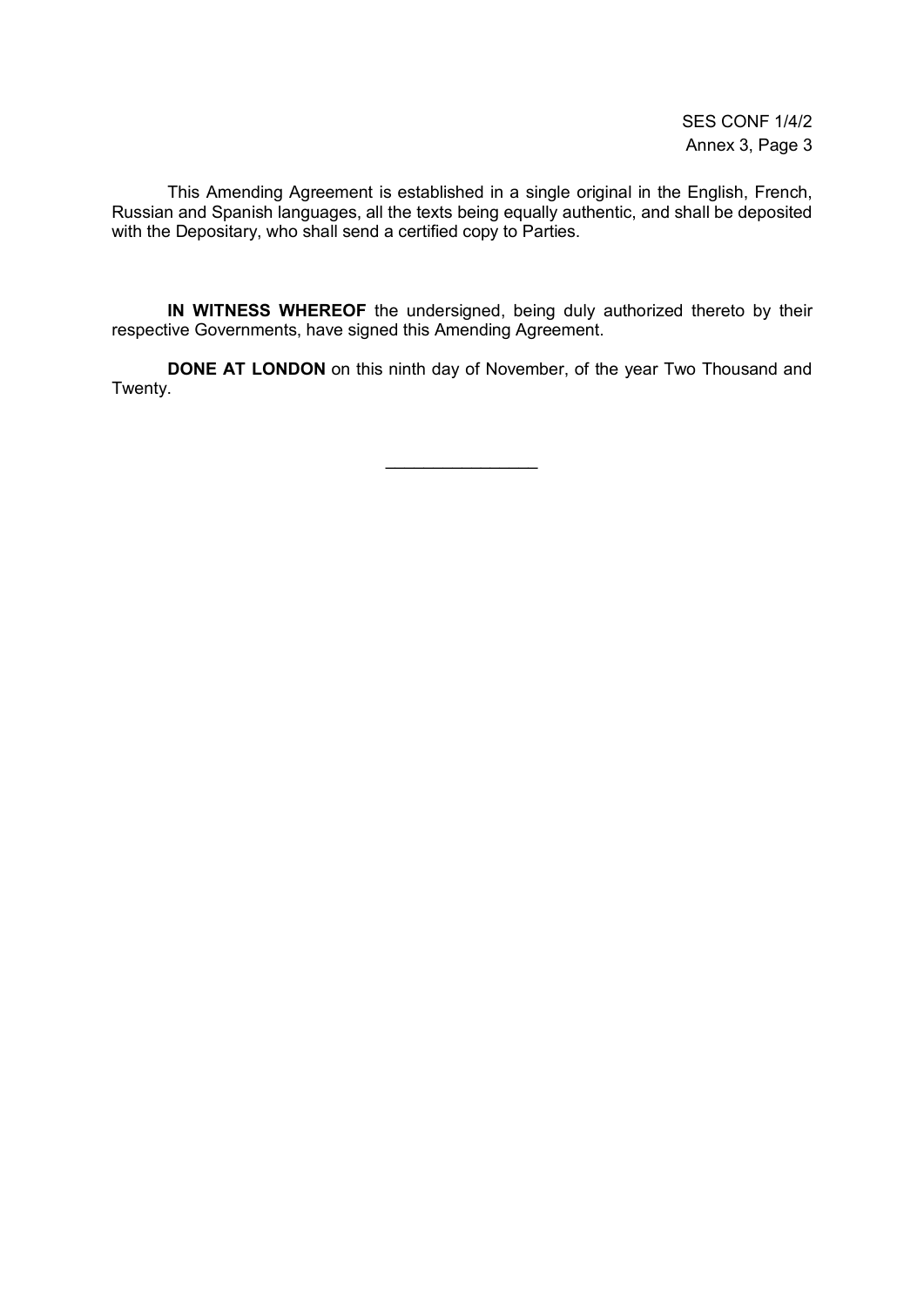This Amending Agreement is established in a single original in the English, French, Russian and Spanish languages, all the texts being equally authentic, and shall be deposited with the Depositary, who shall send a certified copy to Parties.

**IN WITNESS WHEREOF** the undersigned, being duly authorized thereto by their respective Governments, have signed this Amending Agreement.

**DONE AT LONDON** on this ninth day of November, of the year Two Thousand and Twenty.

\_\_\_\_\_\_\_\_\_\_\_\_\_\_\_